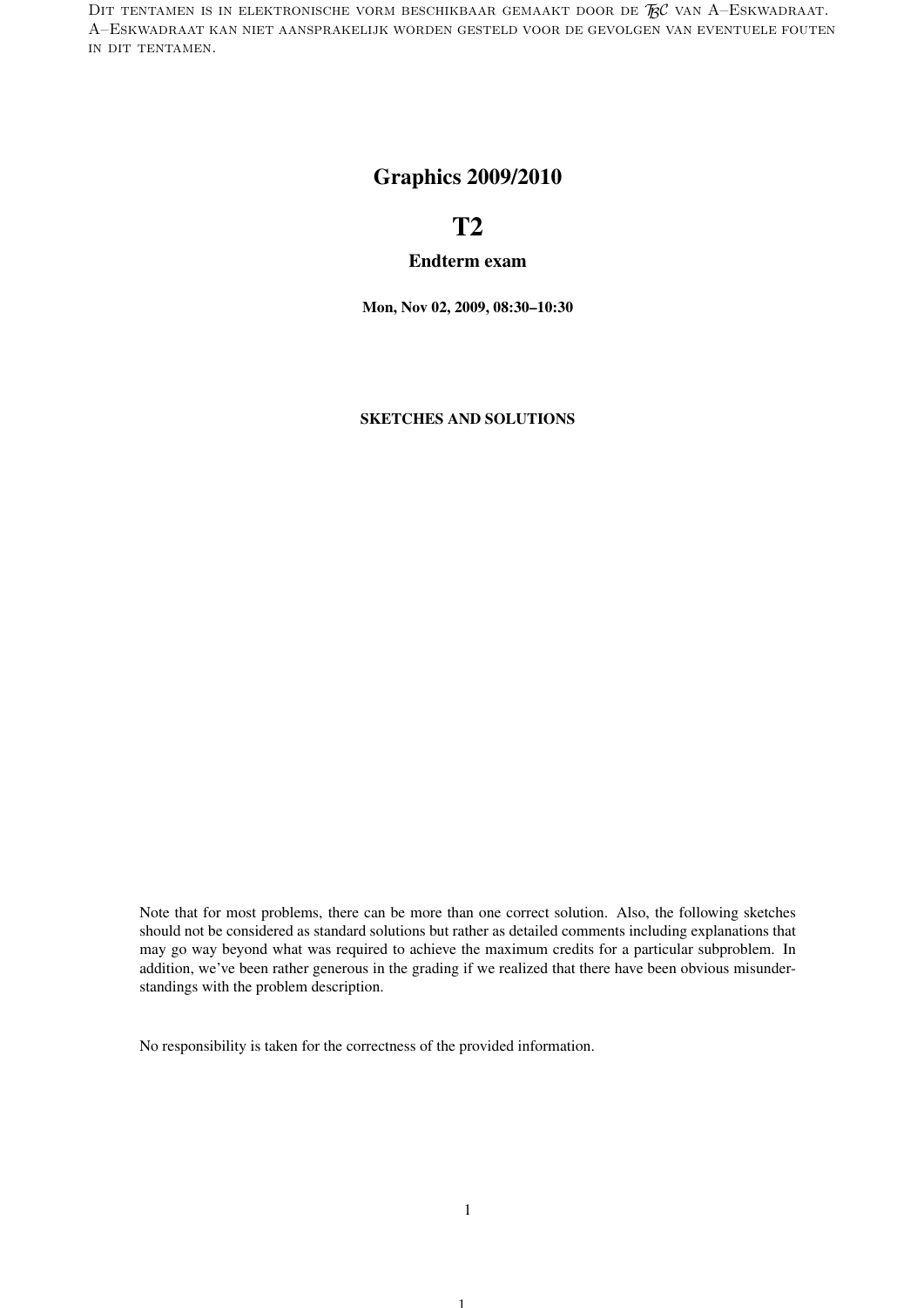Dit tentamen is in elektronische vorm beschikbaar gemaakt door de $\mathcal{TBC}$ van A–Eskwadraat. A–Eskwadraat kan niet aansprakelijk worden gesteld voor de gevolgen van eventuele fouten in dit tentamen.

# Graphics 2009/2010

# T2

## Endterm exam

**Mon, Nov 02, 2009, 08:30–10:30**

**SKETCHES AND SOLUTIONS**

Note that for most problems, there can be more than one correct solution. Also, the following sketches should not be considered as standard solutions but rather as detailed comments including explanations that may go way beyond what was required to achieve the maximum credits for a particular subproblem. In addition, we've been rather generous in the grading if we realized that there have been obvious misunderstandings with the problem description.

No responsibility is taken for the correctness of the provided information.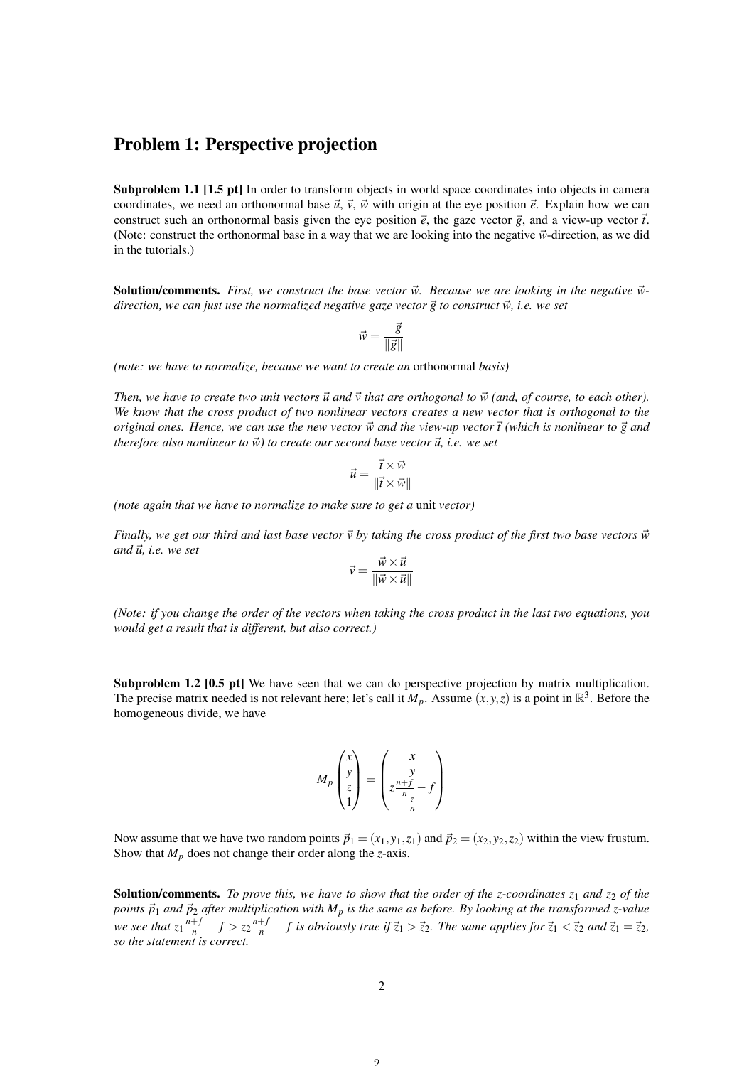## Problem 1: Perspective projection

**Subproblem 1.1 [1.5 pt]** In order to transform objects in world space coordinates into objects in camera coordinates, we need an orthonormal base $\vec{u}$, $\vec{v}$, $\vec{w}$ with origin at the eye position $\vec{e}$. Explain how we can construct such an orthonormal basis given the eye position $\vec{e}$, the gaze vector $\vec{g}$, and a view-up vector $\vec{t}$. (Note: construct the orthonormal base in a way that we are looking into the negative $\vec{w}$-direction, as we did in the tutorials.)

**Solution/comments.** *First, we construct the base vector $\vec{w}$. Because we are looking in the negative $\vec{w}$-direction, we can just use the normalized negative gaze vector $\vec{g}$ to construct $\vec{w}$, i.e. we set*

$$\vec{w} = \frac{-\vec{g}}{\|\vec{g}\|}$$

*(note: we have to normalize, because we want to create an* orthonormal *basis)*

*Then, we have to create two unit vectors $\vec{u}$ and $\vec{v}$ that are orthogonal to $\vec{w}$ (and, of course, to each other). We know that the cross product of two nonlinear vectors creates a new vector that is orthogonal to the original ones. Hence, we can use the new vector $\vec{w}$ and the view-up vector $\vec{t}$ (which is nonlinear to $\vec{g}$ and therefore also nonlinear to $\vec{w}$) to create our second base vector $\vec{u}$, i.e. we set*

$$\vec{u} = \frac{\vec{t} \times \vec{w}}{\|\vec{t} \times \vec{w}\|}$$

*(note again that we have to normalize to make sure to get a* unit *vector)*

*Finally, we get our third and last base vector $\vec{v}$ by taking the cross product of the first two base vectors $\vec{w}$ and $\vec{u}$, i.e. we set*

$$\vec{v} = \frac{\vec{w} \times \vec{u}}{\|\vec{w} \times \vec{u}\|}$$

*(Note: if you change the order of the vectors when taking the cross product in the last two equations, you would get a result that is different, but also correct.)*

**Subproblem 1.2 [0.5 pt]** We have seen that we can do perspective projection by matrix multiplication. The precise matrix needed is not relevant here; let's call it $M_p$. Assume $(x, y, z)$ is a point in $\mathbb{R}^3$. Before the homogeneous divide, we have

$$M_p \begin{pmatrix} x \\ y \\ z \\ 1 \end{pmatrix} = \begin{pmatrix} x \\ y \\ z\frac{n+f}{n} - f \\ \frac{z}{n} \end{pmatrix}$$

Now assume that we have two random points $\vec{p}_1 = (x_1, y_1, z_1)$ and $\vec{p}_2 = (x_2, y_2, z_2)$ within the view frustum. Show that $M_p$ does not change their order along the $z$-axis.

**Solution/comments.** *To prove this, we have to show that the order of the z-coordinates $z_1$ and $z_2$ of the points $\vec{p}_1$ and $\vec{p}_2$ after multiplication with $M_p$ is the same as before. By looking at the transformed z-value we see that $z_1\frac{n+f}{n} - f > z_2\frac{n+f}{n} - f$ is obviously true if $\vec{z}_1 > \vec{z}_2$. The same applies for $\vec{z}_1 < \vec{z}_2$ and $\vec{z}_1 = \vec{z}_2$, so the statement is correct.*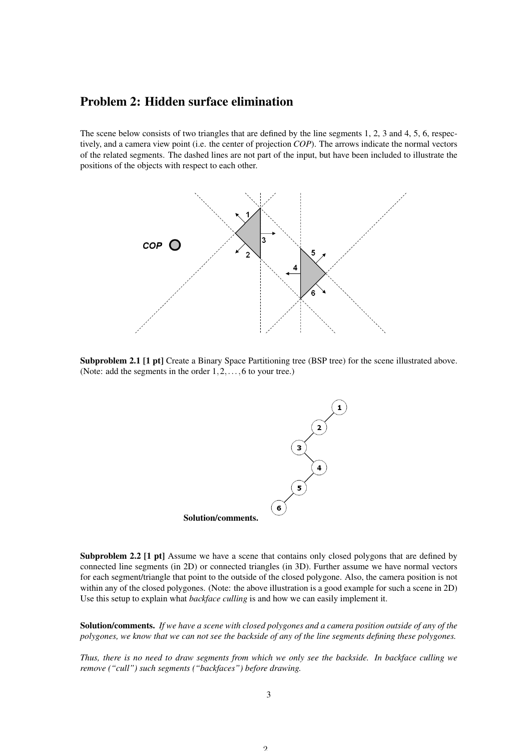## Problem 2: Hidden surface elimination

The scene below consists of two triangles that are defined by the line segments 1, 2, 3 and 4, 5, 6, respectively, and a camera view point (i.e. the center of projection *COP*). The arrows indicate the normal vectors of the related segments. The dashed lines are not part of the input, but have been included to illustrate the positions of the objects with respect to each other.

**Subproblem 2.1 [1 pt]** Create a Binary Space Partitioning tree (BSP tree) for the scene illustrated above. (Note: add the segments in the order $1, 2, \ldots, 6$ to your tree.)

**Solution/comments.**

**Subproblem 2.2 [1 pt]** Assume we have a scene that contains only closed polygons that are defined by connected line segments (in 2D) or connected triangles (in 3D). Further assume we have normal vectors for each segment/triangle that point to the outside of the closed polygone. Also, the camera position is not within any of the closed polygones. (Note: the above illustration is a good example for such a scene in 2D) Use this setup to explain what *backface culling* is and how we can easily implement it.

**Solution/comments.** *If we have a scene with closed polygones and a camera position outside of any of the polygones, we know that we can not see the backside of any of the line segments defining these polygones.*

*Thus, there is no need to draw segments from which we only see the backside. In backface culling we remove ("cull") such segments ("backfaces") before drawing.*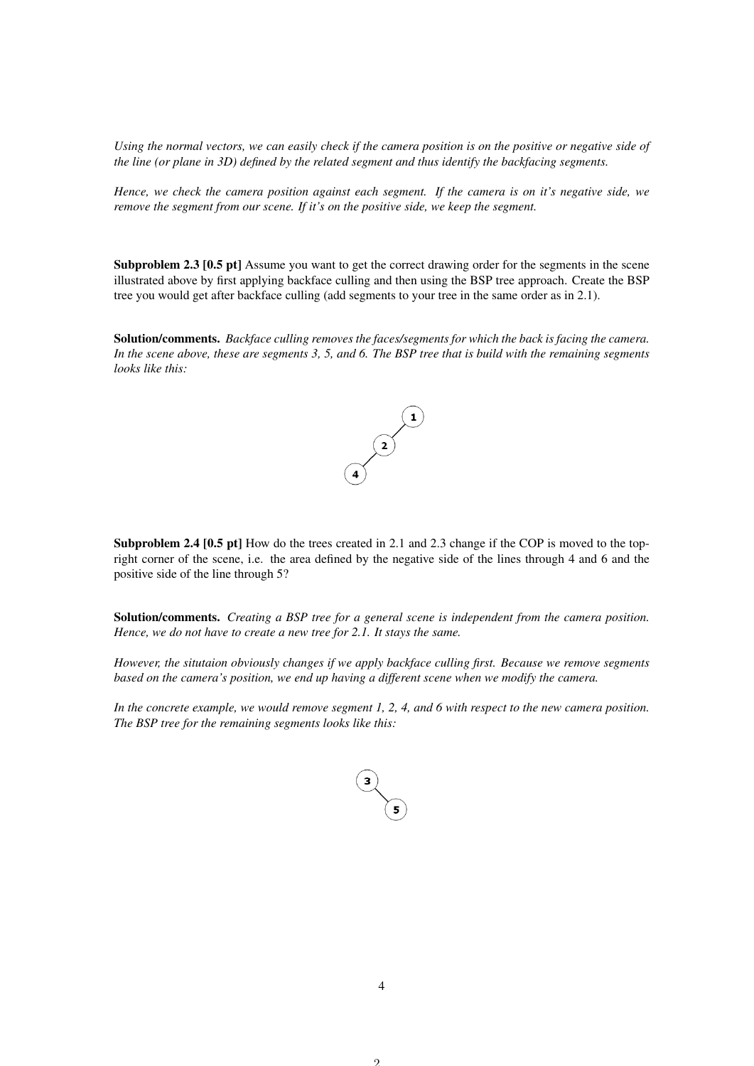*Using the normal vectors, we can easily check if the camera position is on the positive or negative side of the line (or plane in 3D) defined by the related segment and thus identify the backfacing segments.*

*Hence, we check the camera position against each segment. If the camera is on it's negative side, we remove the segment from our scene. If it's on the positive side, we keep the segment.*

**Subproblem 2.3 [0.5 pt]** Assume you want to get the correct drawing order for the segments in the scene illustrated above by first applying backface culling and then using the BSP tree approach. Create the BSP tree you would get after backface culling (add segments to your tree in the same order as in 2.1).

**Solution/comments.** *Backface culling removes the faces/segments for which the back is facing the camera. In the scene above, these are segments 3, 5, and 6. The BSP tree that is build with the remaining segments looks like this:*

**Subproblem 2.4 [0.5 pt]** How do the trees created in 2.1 and 2.3 change if the COP is moved to the top-right corner of the scene, i.e. the area defined by the negative side of the lines through 4 and 6 and the positive side of the line through 5?

**Solution/comments.** *Creating a BSP tree for a general scene is independent from the camera position. Hence, we do not have to create a new tree for 2.1. It stays the same.*

*However, the situtaion obviously changes if we apply backface culling first. Because we remove segments based on the camera's position, we end up having a different scene when we modify the camera.*

*In the concrete example, we would remove segment 1, 2, 4, and 6 with respect to the new camera position. The BSP tree for the remaining segments looks like this:*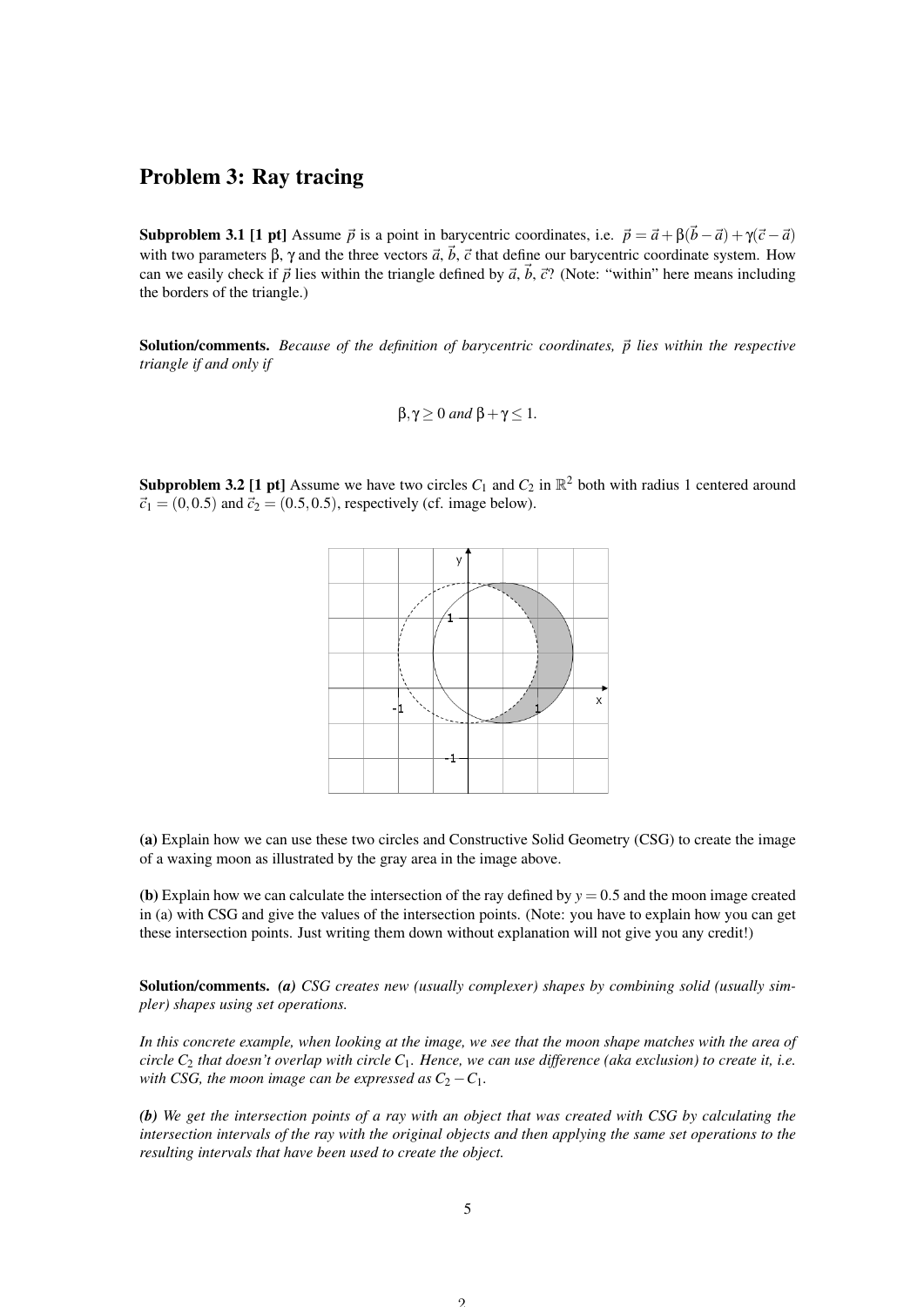## Problem 3: Ray tracing

**Subproblem 3.1 [1 pt]** Assume $\vec{p}$ is a point in barycentric coordinates, i.e. $\vec{p} = \vec{a} + \beta(\vec{b} - \vec{a}) + \gamma(\vec{c} - \vec{a})$ with two parameters $\beta$, $\gamma$ and the three vectors $\vec{a}$, $\vec{b}$, $\vec{c}$ that define our barycentric coordinate system. How can we easily check if $\vec{p}$ lies within the triangle defined by $\vec{a}$, $\vec{b}$, $\vec{c}$? (Note: "within" here means including the borders of the triangle.)

**Solution/comments.** *Because of the definition of barycentric coordinates, $\vec{p}$ lies within the respective triangle if and only if*

$$\beta, \gamma \geq 0 \text{ and } \beta + \gamma \leq 1.$$

**Subproblem 3.2 [1 pt]** Assume we have two circles $C_1$ and $C_2$ in $\mathbb{R}^2$ both with radius 1 centered around $\vec{c}_1 = (0, 0.5)$ and $\vec{c}_2 = (0.5, 0.5)$, respectively (cf. image below).

**(a)** Explain how we can use these two circles and Constructive Solid Geometry (CSG) to create the image of a waxing moon as illustrated by the gray area in the image above.

**(b)** Explain how we can calculate the intersection of the ray defined by $y = 0.5$ and the moon image created in (a) with CSG and give the values of the intersection points. (Note: you have to explain how you can get these intersection points. Just writing them down without explanation will not give you any credit!)

**Solution/comments.** ***(a)*** *CSG creates new (usually complexer) shapes by combining solid (usually simpler) shapes using set operations.*

*In this concrete example, when looking at the image, we see that the moon shape matches with the area of circle $C_2$ that doesn't overlap with circle $C_1$. Hence, we can use difference (aka exclusion) to create it, i.e. with CSG, the moon image can be expressed as $C_2 - C_1$.*

***(b)*** *We get the intersection points of a ray with an object that was created with CSG by calculating the intersection intervals of the ray with the original objects and then applying the same set operations to the resulting intervals that have been used to create the object.*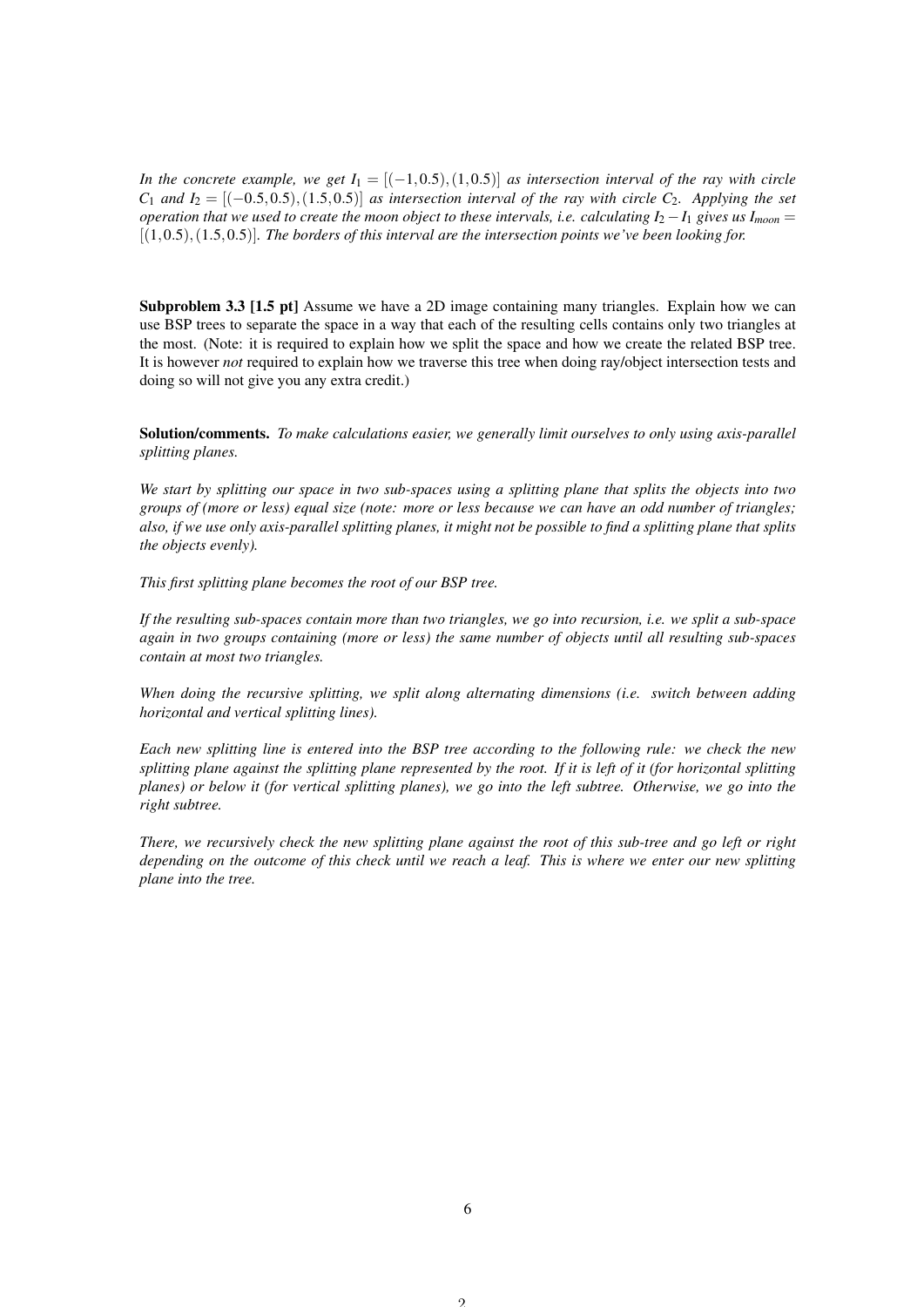*In the concrete example, we get $I_1 = [(-1, 0.5), (1, 0.5)]$ as intersection interval of the ray with circle $C_1$ and $I_2 = [(-0.5, 0.5), (1.5, 0.5)]$ as intersection interval of the ray with circle $C_2$. Applying the set operation that we used to create the moon object to these intervals, i.e. calculating $I_2 - I_1$ gives us $I_{moon} = [(1, 0.5), (1.5, 0.5)]$. The borders of this interval are the intersection points we've been looking for.*

**Subproblem 3.3 [1.5 pt]** Assume we have a 2D image containing many triangles. Explain how we can use BSP trees to separate the space in a way that each of the resulting cells contains only two triangles at the most. (Note: it is required to explain how we split the space and how we create the related BSP tree. It is however *not* required to explain how we traverse this tree when doing ray/object intersection tests and doing so will not give you any extra credit.)

**Solution/comments.** *To make calculations easier, we generally limit ourselves to only using axis-parallel splitting planes.*

*We start by splitting our space in two sub-spaces using a splitting plane that splits the objects into two groups of (more or less) equal size (note: more or less because we can have an odd number of triangles; also, if we use only axis-parallel splitting planes, it might not be possible to find a splitting plane that splits the objects evenly).*

*This first splitting plane becomes the root of our BSP tree.*

*If the resulting sub-spaces contain more than two triangles, we go into recursion, i.e. we split a sub-space again in two groups containing (more or less) the same number of objects until all resulting sub-spaces contain at most two triangles.*

*When doing the recursive splitting, we split along alternating dimensions (i.e. switch between adding horizontal and vertical splitting lines).*

*Each new splitting line is entered into the BSP tree according to the following rule: we check the new splitting plane against the splitting plane represented by the root. If it is left of it (for horizontal splitting planes) or below it (for vertical splitting planes), we go into the left subtree. Otherwise, we go into the right subtree.*

*There, we recursively check the new splitting plane against the root of this sub-tree and go left or right depending on the outcome of this check until we reach a leaf. This is where we enter our new splitting plane into the tree.*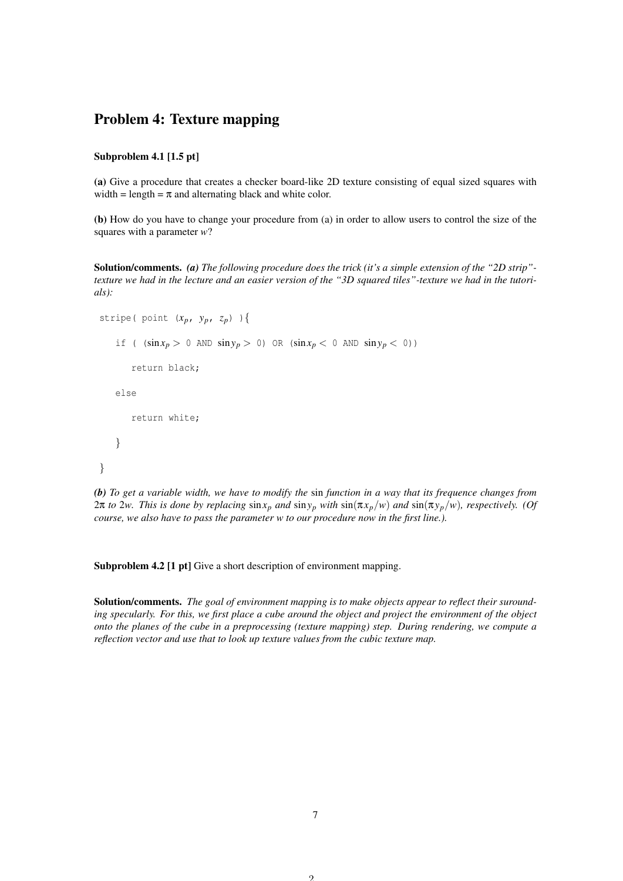## Problem 4: Texture mapping

**Subproblem 4.1 [1.5 pt]**

**(a)** Give a procedure that creates a checker board-like 2D texture consisting of equal sized squares with width = length = $\pi$ and alternating black and white color.

**(b)** How do you have to change your procedure from (a) in order to allow users to control the size of the squares with a parameter $w$?

**Solution/comments.** ***(a)*** *The following procedure does the trick (it's a simple extension of the "2D strip"-texture we had in the lecture and an easier version of the "3D squared tiles"-texture we had in the tutorials):*

```
stripe( point (x_p, y_p, z_p) ){
   if ( (sin x_p > 0 AND sin y_p > 0) OR (sin x_p < 0 AND sin y_p < 0))
      return black;
   else
      return white;
   }
}
```

***(b)*** *To get a variable width, we have to modify the* sin *function in a way that its frequence changes from* $2\pi$ *to* $2w$*. This is done by replacing* $\sin x_p$ *and* $\sin y_p$ *with* $\sin(\pi x_p/w)$ *and* $\sin(\pi y_p/w)$*, respectively. (Of course, we also have to pass the parameter w to our procedure now in the first line.).*

**Subproblem 4.2 [1 pt]** Give a short description of environment mapping.

**Solution/comments.** *The goal of environment mapping is to make objects appear to reflect their surrounding specularly. For this, we first place a cube around the object and project the environment of the object onto the planes of the cube in a preprocessing (texture mapping) step. During rendering, we compute a reflection vector and use that to look up texture values from the cubic texture map.*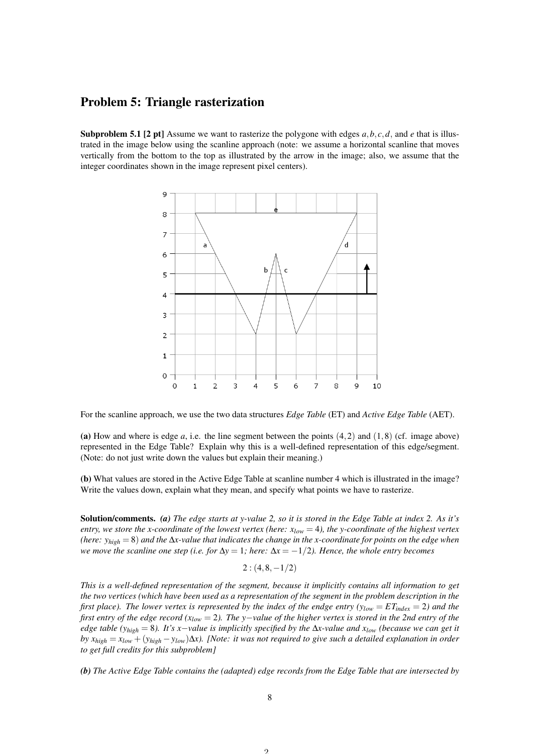## Problem 5: Triangle rasterization

**Subproblem 5.1 [2 pt]** Assume we want to rasterize the polygone with edges $a, b, c, d$, and $e$ that is illustrated in the image below using the scanline approach (note: we assume a horizontal scanline that moves vertically from the bottom to the top as illustrated by the arrow in the image; also, we assume that the integer coordinates shown in the image represent pixel centers).

For the scanline approach, we use the two data structures *Edge Table* (ET) and *Active Edge Table* (AET).

**(a)** How and where is edge $a$, i.e. the line segment between the points $(4,2)$ and $(1,8)$ (cf. image above) represented in the Edge Table? Explain why this is a well-defined representation of this edge/segment. (Note: do not just write down the values but explain their meaning.)

**(b)** What values are stored in the Active Edge Table at scanline number 4 which is illustrated in the image? Write the values down, explain what they mean, and specify what points we have to rasterize.

**Solution/comments.** ***(a)*** *The edge starts at y-value 2, so it is stored in the Edge Table at index 2. As it's entry, we store the x-coordinate of the lowest vertex (here: $x_{low} = 4$), the y-coordinate of the highest vertex (here: $y_{high} = 8$) and the $\Delta x$-value that indicates the change in the x-coordinate for points on the edge when we move the scanline one step (i.e. for $\Delta y = 1$; here: $\Delta x = -1/2$). Hence, the whole entry becomes*

$$2 : (4, 8, -1/2)$$

*This is a well-defined representation of the segment, because it implicitly contains all information to get the two vertices (which have been used as a representation of the segment in the problem description in the first place). The lower vertex is represented by the index of the endge entry ($y_{low} = ET_{index} = 2$) and the first entry of the edge record ($x_{low} = 2$). The y−value of the higher vertex is stored in the 2nd entry of the edge table ($y_{high} = 8$). It's x−value is implicitly specified by the $\Delta x$-value and $x_{low}$ (because we can get it by $x_{high} = x_{low} + (y_{high} - y_{low})\Delta x$). [Note: it was not required to give such a detailed explanation in order to get full credits for this subproblem]*

***(b)*** *The Active Edge Table contains the (adapted) edge records from the Edge Table that are intersected by*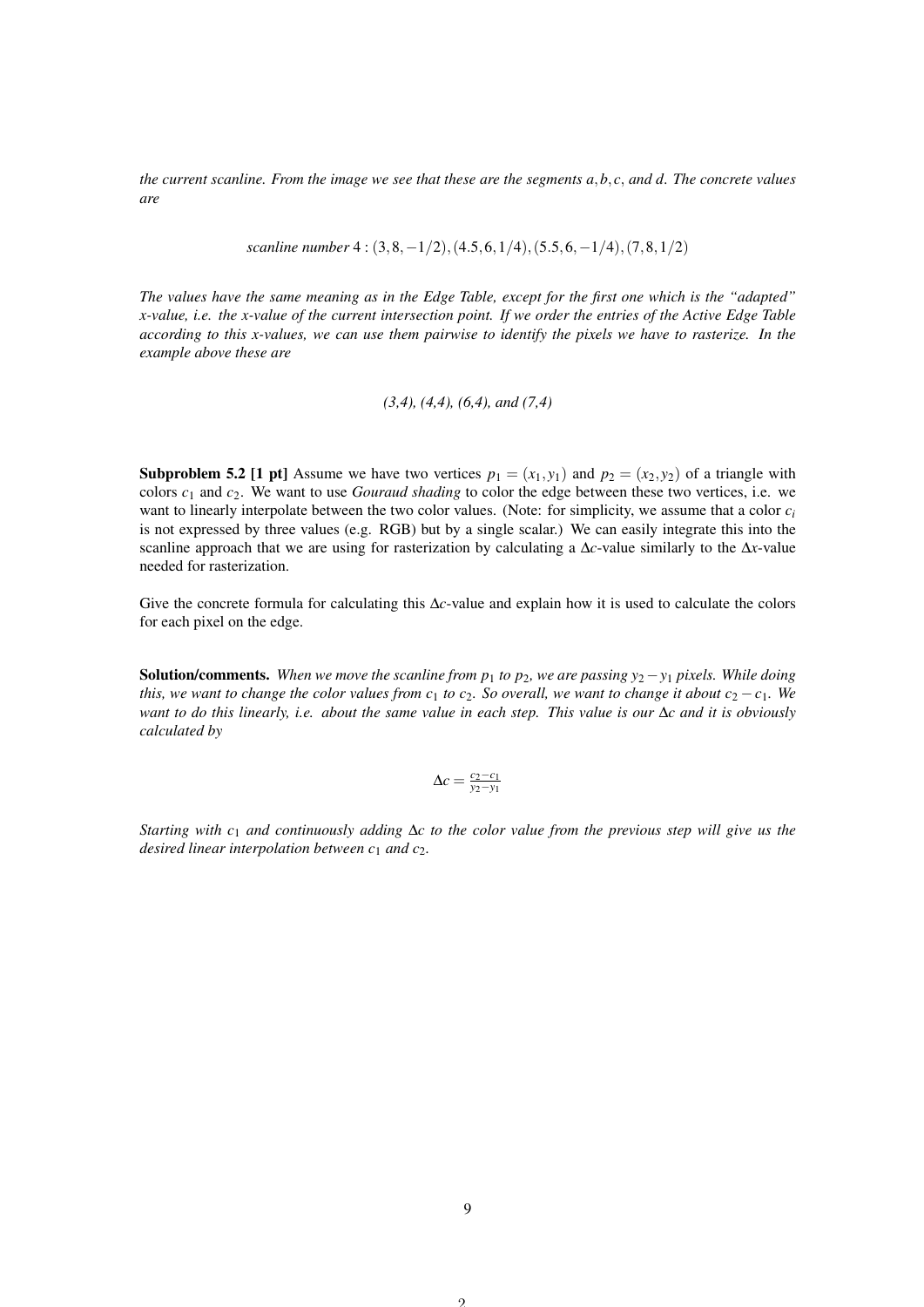*the current scanline. From the image we see that these are the segments $a, b, c$, and $d$. The concrete values are*

$$\text{scanline number } 4 : (3, 8, -1/2), (4.5, 6, 1/4), (5.5, 6, -1/4), (7, 8, 1/2)$$

*The values have the same meaning as in the Edge Table, except for the first one which is the "adapted" x-value, i.e. the x-value of the current intersection point. If we order the entries of the Active Edge Table according to this x-values, we can use them pairwise to identify the pixels we have to rasterize. In the example above these are*

*(3,4), (4,4), (6,4), and (7,4)*

**Subproblem 5.2 [1 pt]** Assume we have two vertices $p_1 = (x_1, y_1)$ and $p_2 = (x_2, y_2)$ of a triangle with colors $c_1$ and $c_2$. We want to use *Gouraud shading* to color the edge between these two vertices, i.e. we want to linearly interpolate between the two color values. (Note: for simplicity, we assume that a color $c_i$ is not expressed by three values (e.g. RGB) but by a single scalar.) We can easily integrate this into the scanline approach that we are using for rasterization by calculating a $\Delta c$-value similarly to the $\Delta x$-value needed for rasterization.

Give the concrete formula for calculating this $\Delta c$-value and explain how it is used to calculate the colors for each pixel on the edge.

**Solution/comments.** *When we move the scanline from $p_1$ to $p_2$, we are passing $y_2 - y_1$ pixels. While doing this, we want to change the color values from $c_1$ to $c_2$. So overall, we want to change it about $c_2 - c_1$. We want to do this linearly, i.e. about the same value in each step. This value is our $\Delta c$ and it is obviously calculated by*

$$\Delta c = \frac{c_2 - c_1}{y_2 - y_1}$$

*Starting with $c_1$ and continuously adding $\Delta c$ to the color value from the previous step will give us the desired linear interpolation between $c_1$ and $c_2$.*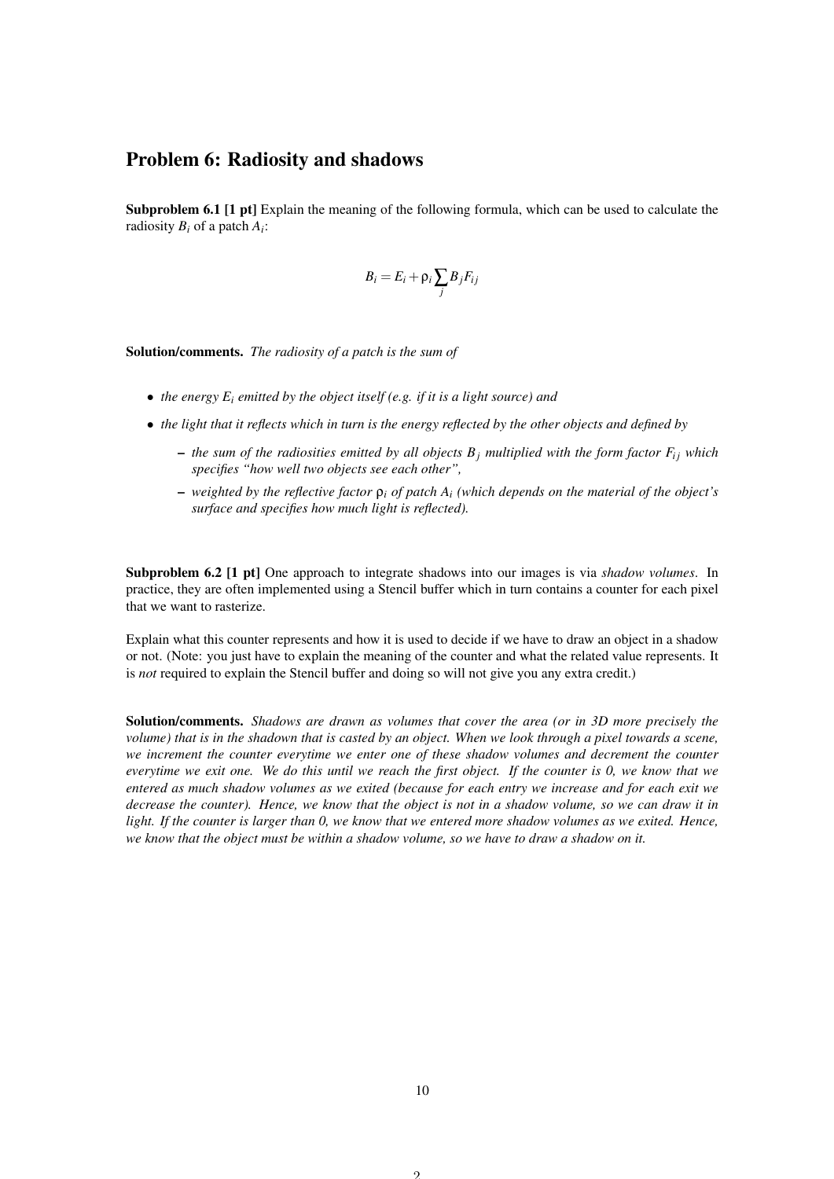## Problem 6: Radiosity and shadows

**Subproblem 6.1 [1 pt]** Explain the meaning of the following formula, which can be used to calculate the radiosity $B_i$ of a patch $A_i$:

$$B_i = E_i + \rho_i \sum_j B_j F_{ij}$$

**Solution/comments.** *The radiosity of a patch is the sum of*

- *the energy $E_i$ emitted by the object itself (e.g. if it is a light source) and*
- *the light that it reflects which in turn is the energy reflected by the other objects and defined by*
  - *the sum of the radiosities emitted by all objects $B_j$ multiplied with the form factor $F_{ij}$ which specifies "how well two objects see each other",*
  - *weighted by the reflective factor $\rho_i$ of patch $A_i$ (which depends on the material of the object's surface and specifies how much light is reflected).*

**Subproblem 6.2 [1 pt]** One approach to integrate shadows into our images is via *shadow volumes*. In practice, they are often implemented using a Stencil buffer which in turn contains a counter for each pixel that we want to rasterize.

Explain what this counter represents and how it is used to decide if we have to draw an object in a shadow or not. (Note: you just have to explain the meaning of the counter and what the related value represents. It is *not* required to explain the Stencil buffer and doing so will not give you any extra credit.)

**Solution/comments.** *Shadows are drawn as volumes that cover the area (or in 3D more precisely the volume) that is in the shadown that is casted by an object. When we look through a pixel towards a scene, we increment the counter everytime we enter one of these shadow volumes and decrement the counter everytime we exit one. We do this until we reach the first object. If the counter is 0, we know that we entered as much shadow volumes as we exited (because for each entry we increase and for each exit we decrease the counter). Hence, we know that the object is not in a shadow volume, so we can draw it in light. If the counter is larger than 0, we know that we entered more shadow volumes as we exited. Hence, we know that the object must be within a shadow volume, so we have to draw a shadow on it.*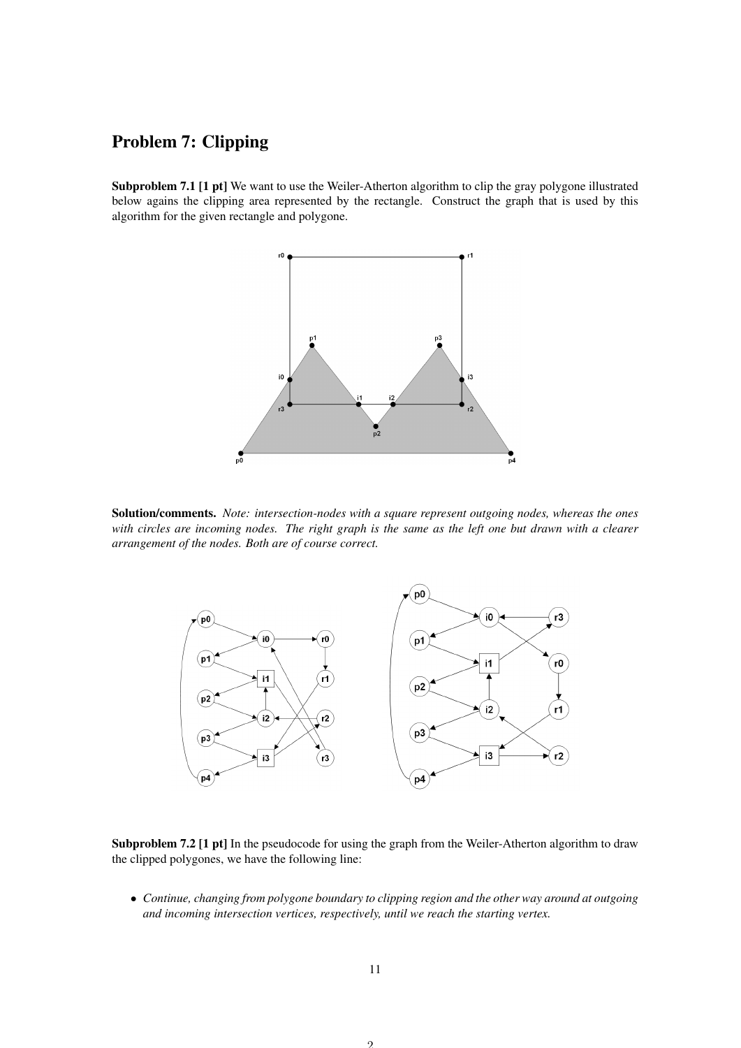## Problem 7: Clipping

**Subproblem 7.1 [1 pt]** We want to use the Weiler-Atherton algorithm to clip the gray polygone illustrated below agains the clipping area represented by the rectangle. Construct the graph that is used by this algorithm for the given rectangle and polygone.

**Solution/comments.** *Note: intersection-nodes with a square represent outgoing nodes, whereas the ones with circles are incoming nodes. The right graph is the same as the left one but drawn with a clearer arrangement of the nodes. Both are of course correct.*

**Subproblem 7.2 [1 pt]** In the pseudocode for using the graph from the Weiler-Atherton algorithm to draw the clipped polygones, we have the following line:

- *Continue, changing from polygone boundary to clipping region and the other way around at outgoing and incoming intersection vertices, respectively, until we reach the starting vertex.*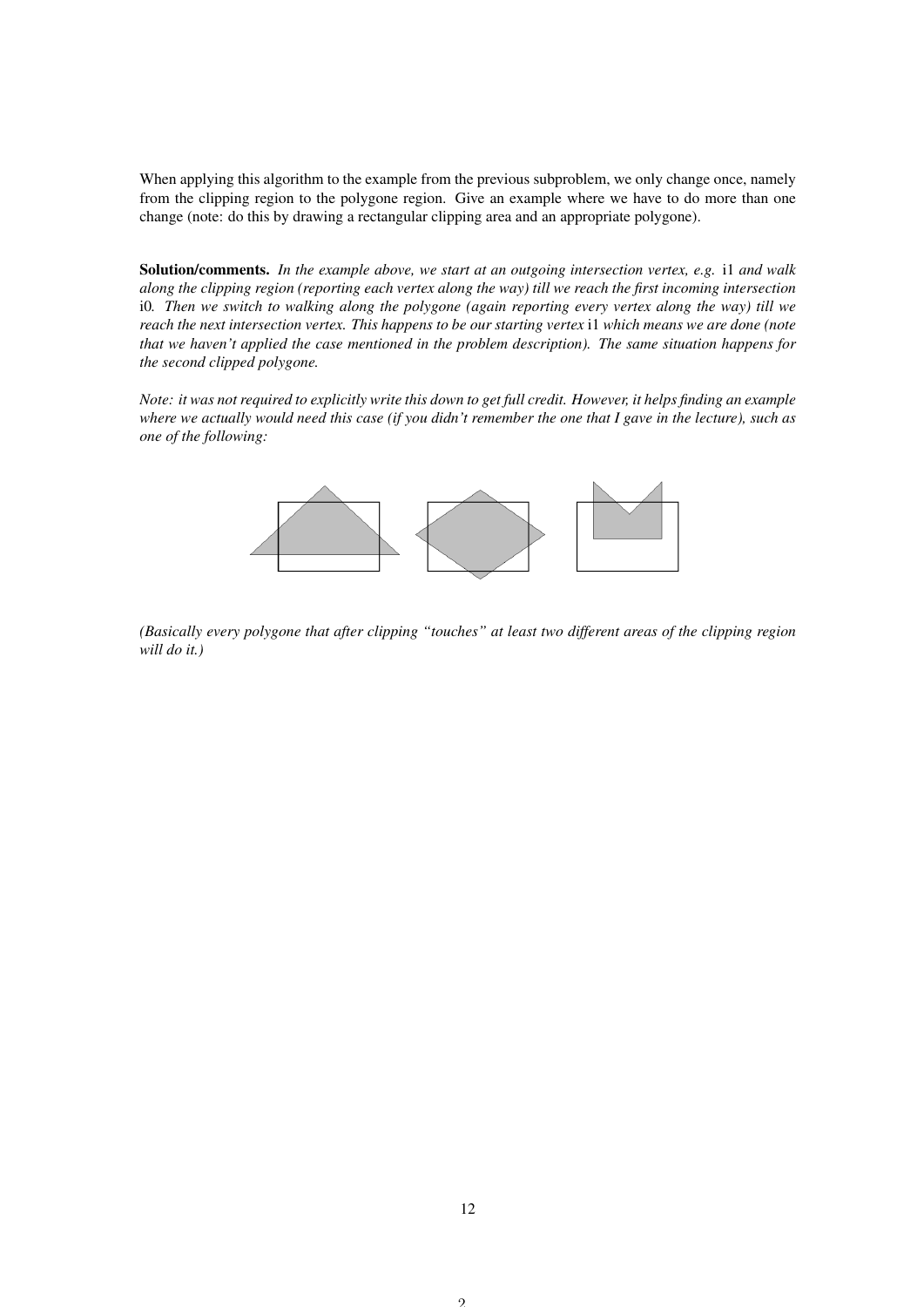When applying this algorithm to the example from the previous subproblem, we only change once, namely from the clipping region to the polygone region. Give an example where we have to do more than one change (note: do this by drawing a rectangular clipping area and an appropriate polygone).

**Solution/comments.** *In the example above, we start at an outgoing intersection vertex, e.g.* i1 *and walk along the clipping region (reporting each vertex along the way) till we reach the first incoming intersection* i0*. Then we switch to walking along the polygone (again reporting every vertex along the way) till we reach the next intersection vertex. This happens to be our starting vertex* i1 *which means we are done (note that we haven't applied the case mentioned in the problem description). The same situation happens for the second clipped polygone.*

*Note: it was not required to explicitly write this down to get full credit. However, it helps finding an example where we actually would need this case (if you didn't remember the one that I gave in the lecture), such as one of the following:*

*(Basically every polygone that after clipping "touches" at least two different areas of the clipping region will do it.)*